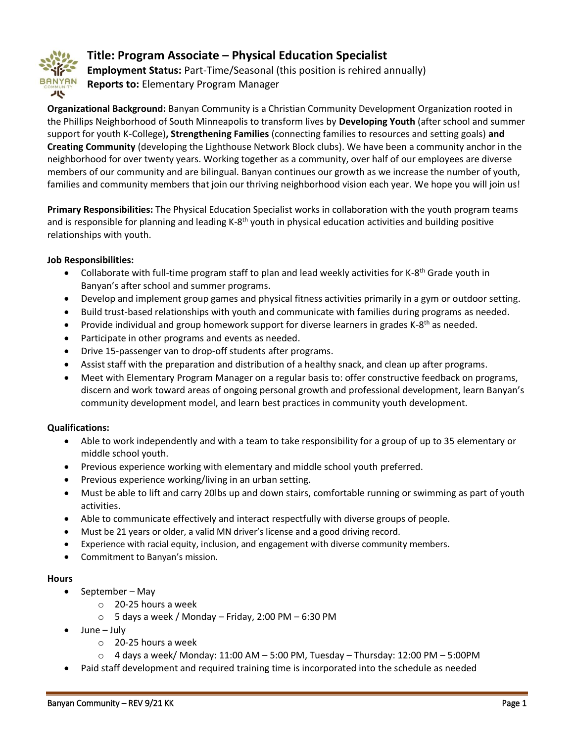# Title: Program Associate – Physical Education Specialist

**Employment Status:** Part-Time/Seasonal (this position is rehired annually)
**Reports to:** Elementary Program Manager

**Organizational Background:** Banyan Community is a Christian Community Development Organization rooted in the Phillips Neighborhood of South Minneapolis to transform lives by **Developing Youth** (after school and summer support for youth K-College)**, Strengthening Families** (connecting families to resources and setting goals) **and Creating Community** (developing the Lighthouse Network Block clubs). We have been a community anchor in the neighborhood for over twenty years. Working together as a community, over half of our employees are diverse members of our community and are bilingual. Banyan continues our growth as we increase the number of youth, families and community members that join our thriving neighborhood vision each year. We hope you will join us!

**Primary Responsibilities:** The Physical Education Specialist works in collaboration with the youth program teams and is responsible for planning and leading K-8th youth in physical education activities and building positive relationships with youth.

**Job Responsibilities:**

- Collaborate with full-time program staff to plan and lead weekly activities for K-8th Grade youth in Banyan's after school and summer programs.
- Develop and implement group games and physical fitness activities primarily in a gym or outdoor setting.
- Build trust-based relationships with youth and communicate with families during programs as needed.
- Provide individual and group homework support for diverse learners in grades K-8th as needed.
- Participate in other programs and events as needed.
- Drive 15-passenger van to drop-off students after programs.
- Assist staff with the preparation and distribution of a healthy snack, and clean up after programs.
- Meet with Elementary Program Manager on a regular basis to: offer constructive feedback on programs, discern and work toward areas of ongoing personal growth and professional development, learn Banyan's community development model, and learn best practices in community youth development.

**Qualifications:**

- Able to work independently and with a team to take responsibility for a group of up to 35 elementary or middle school youth.
- Previous experience working with elementary and middle school youth preferred.
- Previous experience working/living in an urban setting.
- Must be able to lift and carry 20lbs up and down stairs, comfortable running or swimming as part of youth activities.
- Able to communicate effectively and interact respectfully with diverse groups of people.
- Must be 21 years or older, a valid MN driver's license and a good driving record.
- Experience with racial equity, inclusion, and engagement with diverse community members.
- Commitment to Banyan's mission.

**Hours**

- September – May
  - 20-25 hours a week
  - 5 days a week / Monday – Friday, 2:00 PM – 6:30 PM
- June – July
  - 20-25 hours a week
  - 4 days a week/ Monday: 11:00 AM – 5:00 PM, Tuesday – Thursday: 12:00 PM – 5:00PM
- Paid staff development and required training time is incorporated into the schedule as needed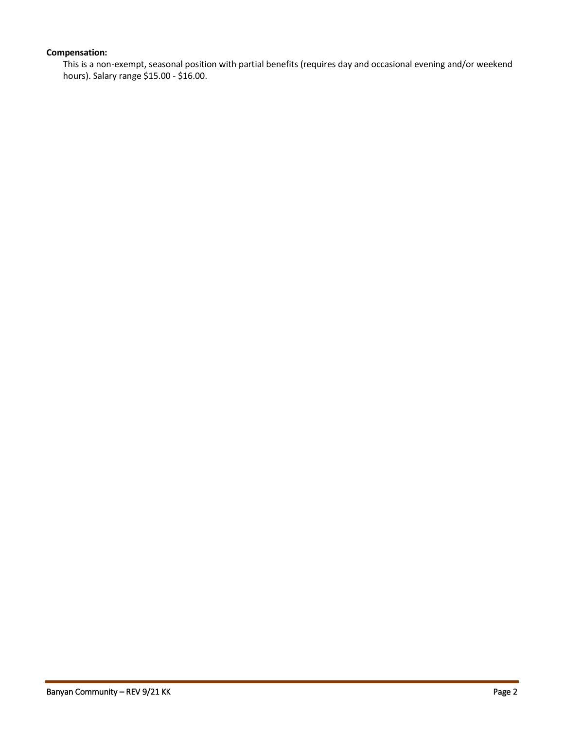**Compensation:**

This is a non-exempt, seasonal position with partial benefits (requires day and occasional evening and/or weekend hours). Salary range $15.00 - $16.00.